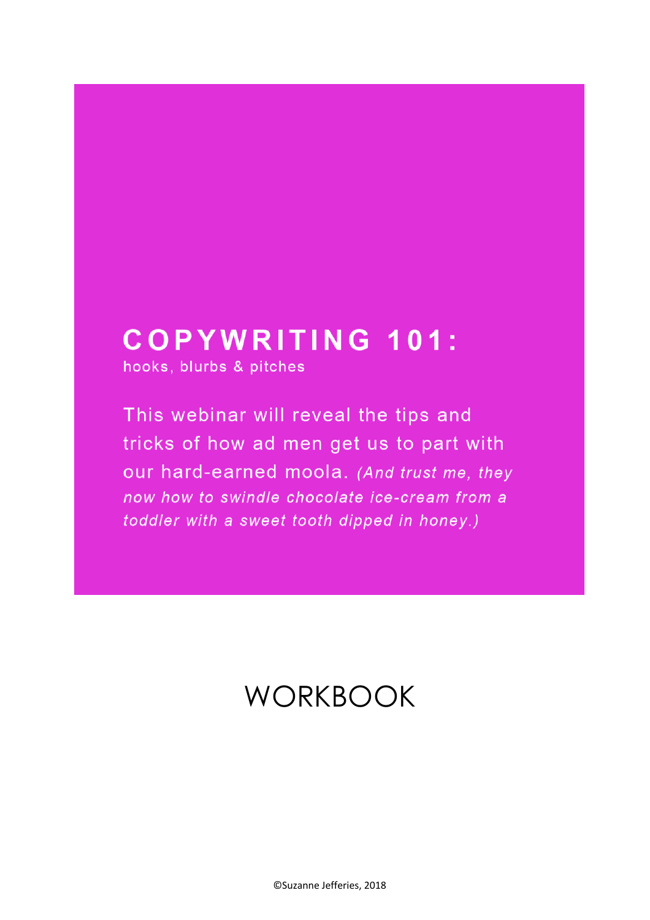# COPYWRITING 101:

hooks, blurbs & pitches

This webinar will reveal the tips and tricks of how ad men get us to part with our hard-earned moola. *(And trust me, they now how to swindle chocolate ice-cream from a toddler with a sweet tooth dipped in honey.)*

# WORKBOOK

©Suzanne Jefferies, 2018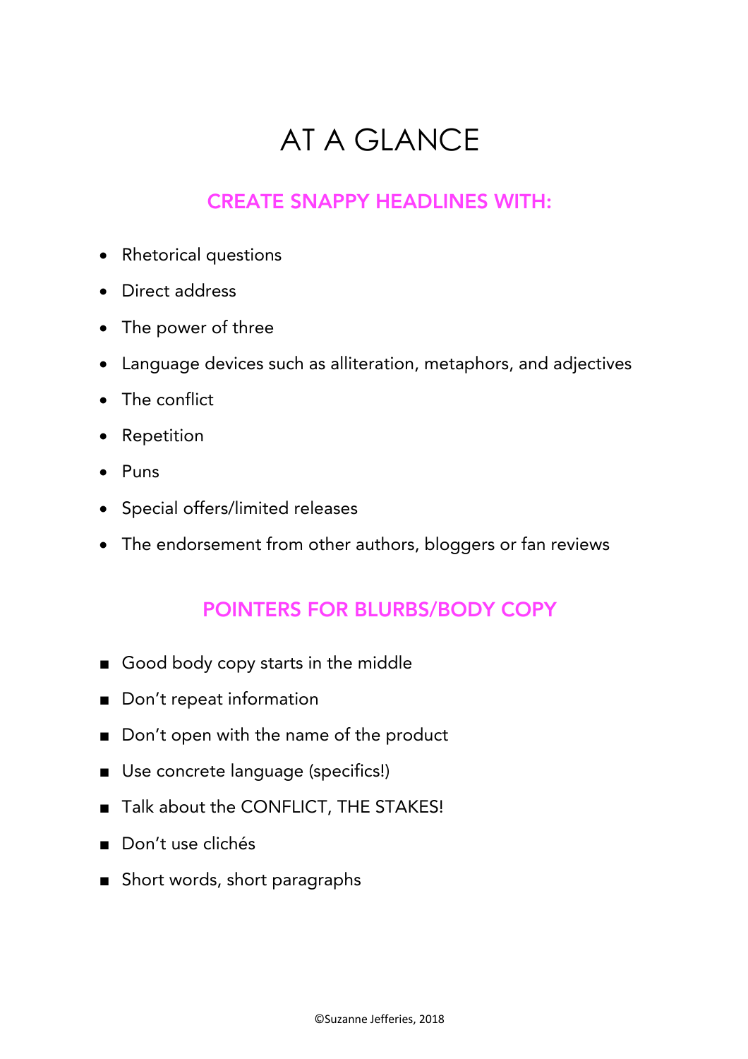# AT A GLANCE

## CREATE SNAPPY HEADLINES WITH:

- Rhetorical questions
- Direct address
- The power of three
- Language devices such as alliteration, metaphors, and adjectives
- The conflict
- Repetition
- Puns
- Special offers/limited releases
- The endorsement from other authors, bloggers or fan reviews

## POINTERS FOR BLURBS/BODY COPY

- Good body copy starts in the middle
- Don't repeat information
- Don't open with the name of the product
- Use concrete language (specifics!)
- Talk about the CONFLICT, THE STAKES!
- Don't use clichés
- Short words, short paragraphs

©Suzanne Jefferies, 2018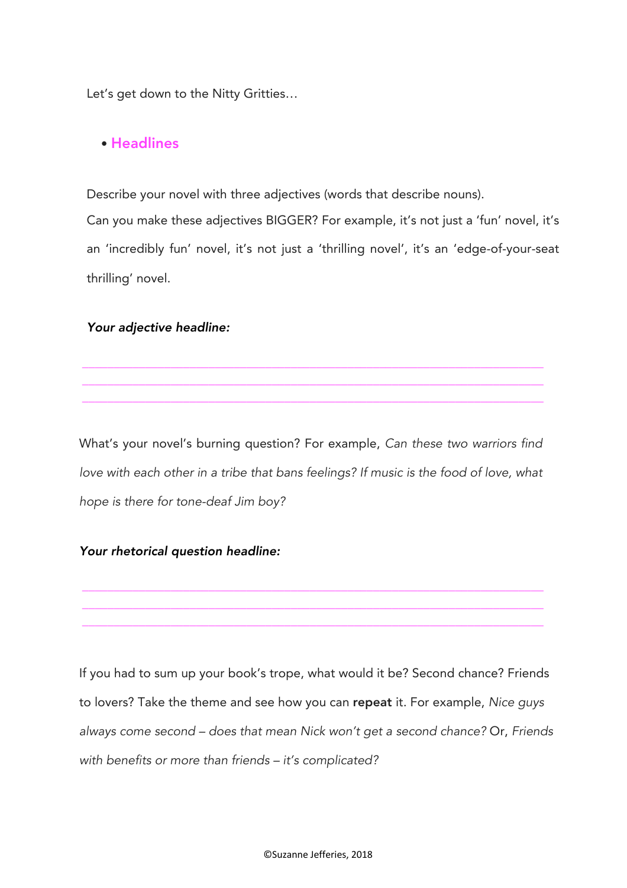Let's get down to the Nitty Gritties…

- **Headlines**

Describe your novel with three adjectives (words that describe nouns).

Can you make these adjectives BIGGER? For example, it's not just a 'fun' novel, it's an 'incredibly fun' novel, it's not just a 'thrilling novel', it's an 'edge-of-your-seat thrilling' novel.

***Your adjective headline:***

______________________________________________________________________
______________________________________________________________________
______________________________________________________________________

What's your novel's burning question? For example, *Can these two warriors find love with each other in a tribe that bans feelings? If music is the food of love, what hope is there for tone-deaf Jim boy?*

***Your rhetorical question headline:***

______________________________________________________________________
______________________________________________________________________
______________________________________________________________________

If you had to sum up your book's trope, what would it be? Second chance? Friends to lovers? Take the theme and see how you can **repeat** it. For example, *Nice guys always come second – does that mean Nick won't get a second chance?* Or, *Friends with benefits or more than friends – it's complicated?*

©Suzanne Jefferies, 2018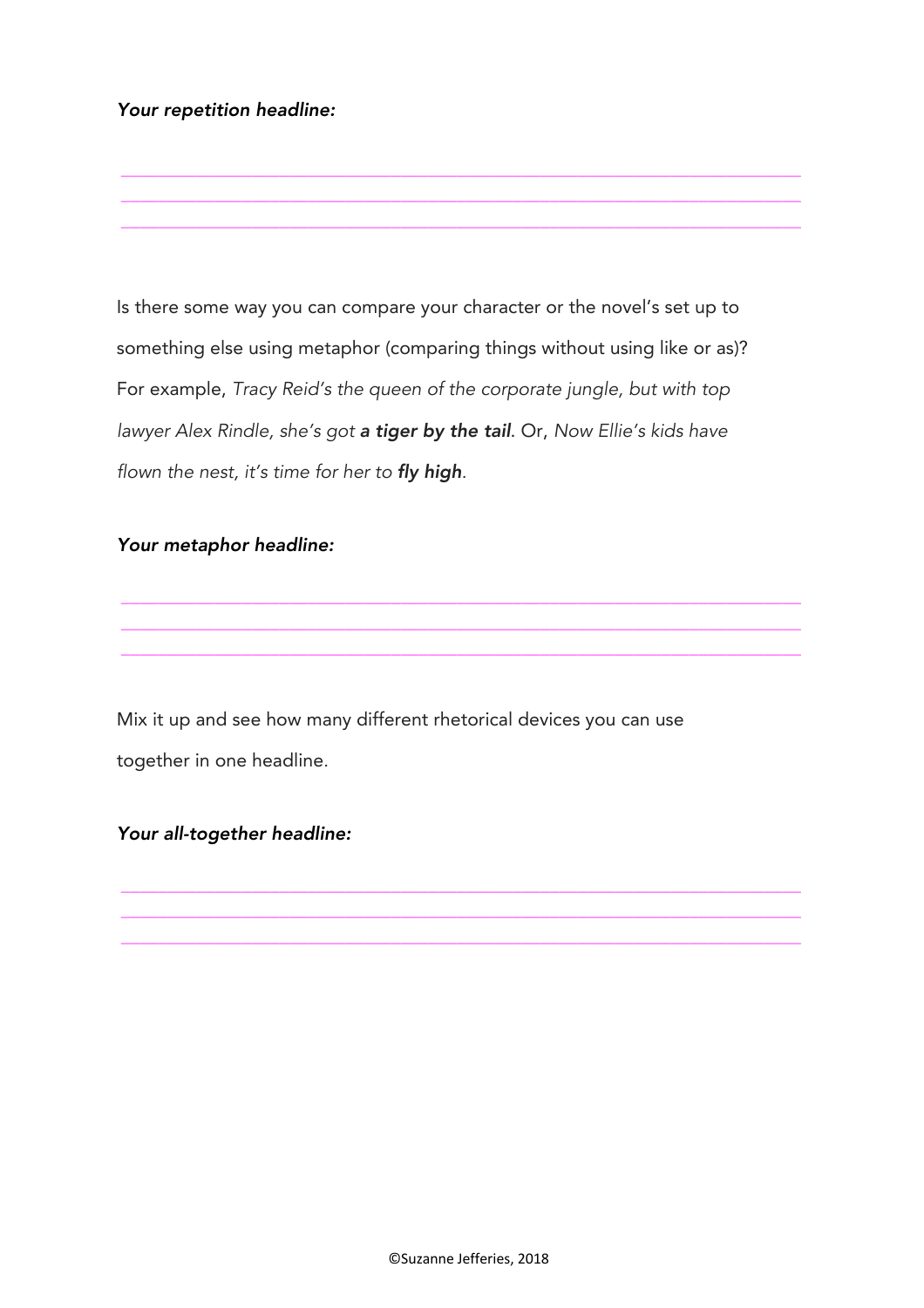***Your repetition headline:***

_______________________________________________________________

_______________________________________________________________

_______________________________________________________________

Is there some way you can compare your character or the novel's set up to something else using metaphor (comparing things without using like or as)? For example, *Tracy Reid's the queen of the corporate jungle, but with top lawyer Alex Rindle, she's got **a tiger by the tail**.* Or, *Now Ellie's kids have flown the nest, it's time for her to **fly high**.*

***Your metaphor headline:***

_______________________________________________________________

_______________________________________________________________

_______________________________________________________________

Mix it up and see how many different rhetorical devices you can use together in one headline.

***Your all-together headline:***

_______________________________________________________________

_______________________________________________________________

_______________________________________________________________

©Suzanne Jefferies, 2018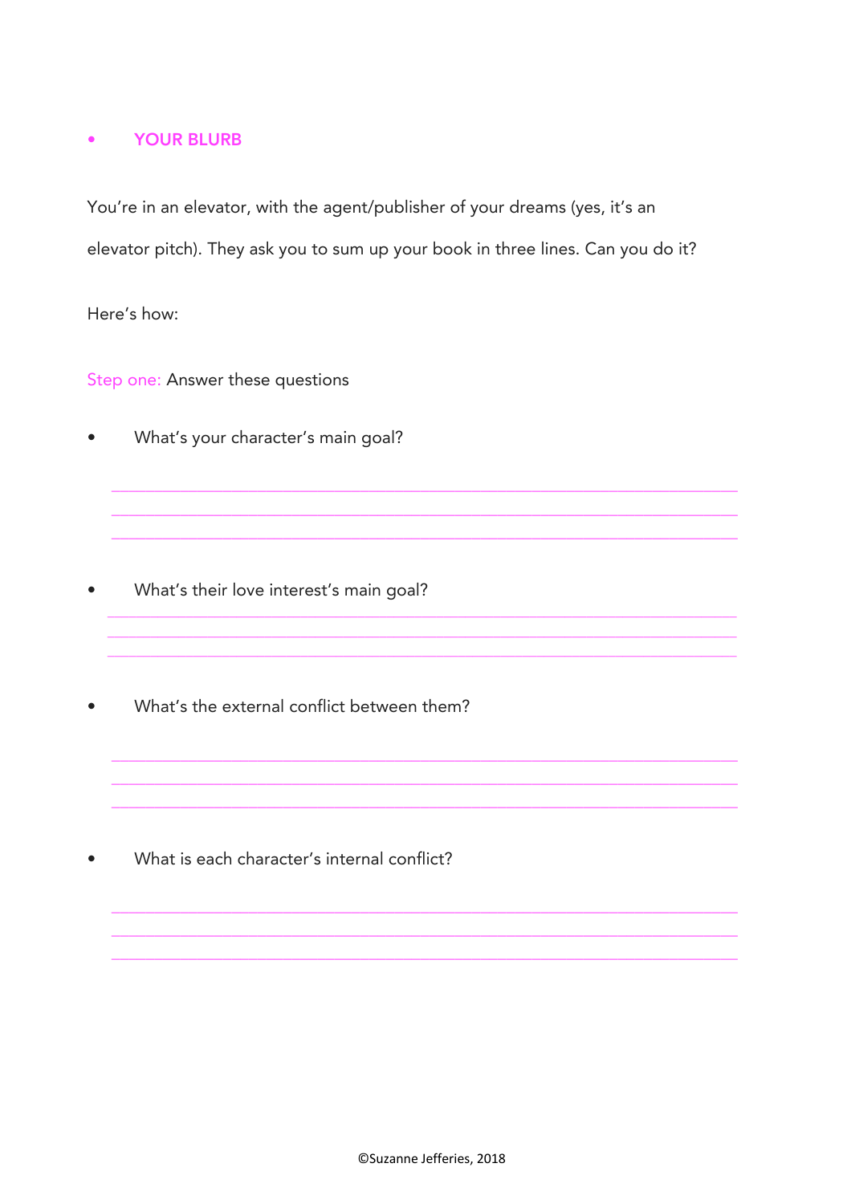- **YOUR BLURB**

You're in an elevator, with the agent/publisher of your dreams (yes, it's an elevator pitch). They ask you to sum up your book in three lines. Can you do it?

Here's how:

Step one: Answer these questions

- What's your character's main goal?

___________________________________________________________________________
___________________________________________________________________________
___________________________________________________________________________

- What's their love interest's main goal?

___________________________________________________________________________
___________________________________________________________________________
___________________________________________________________________________

- What's the external conflict between them?

___________________________________________________________________________
___________________________________________________________________________
___________________________________________________________________________

- What is each character's internal conflict?

___________________________________________________________________________
___________________________________________________________________________
___________________________________________________________________________

©Suzanne Jefferies, 2018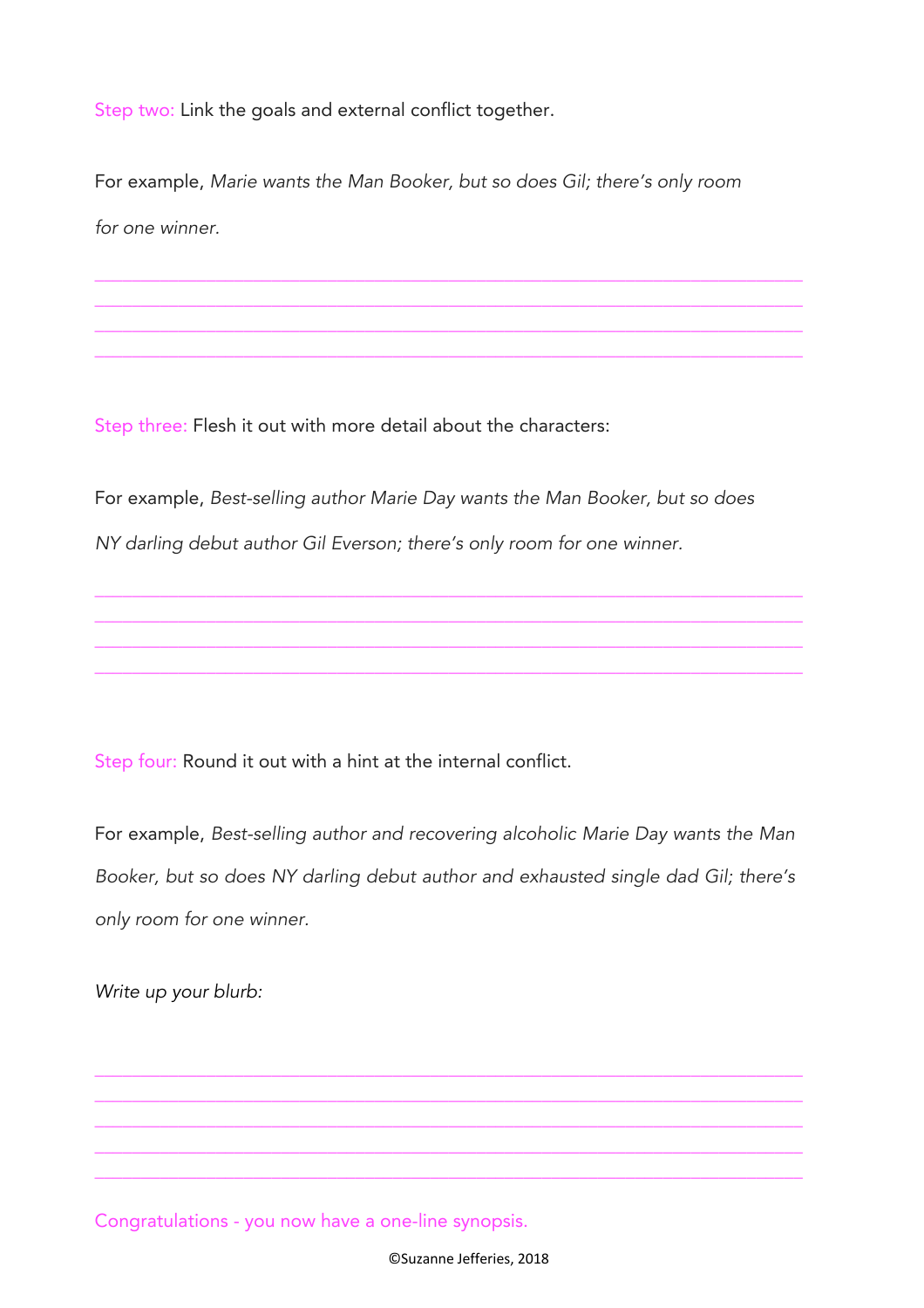Step two: Link the goals and external conflict together.

For example, *Marie wants the Man Booker, but so does Gil; there's only room for one winner.*

Step three: Flesh it out with more detail about the characters:

For example, *Best-selling author Marie Day wants the Man Booker, but so does NY darling debut author Gil Everson; there's only room for one winner.*

Step four: Round it out with a hint at the internal conflict.

For example, *Best-selling author and recovering alcoholic Marie Day wants the Man Booker, but so does NY darling debut author and exhausted single dad Gil; there's only room for one winner.*

*Write up your blurb:*

Congratulations - you now have a one-line synopsis.

©Suzanne Jefferies, 2018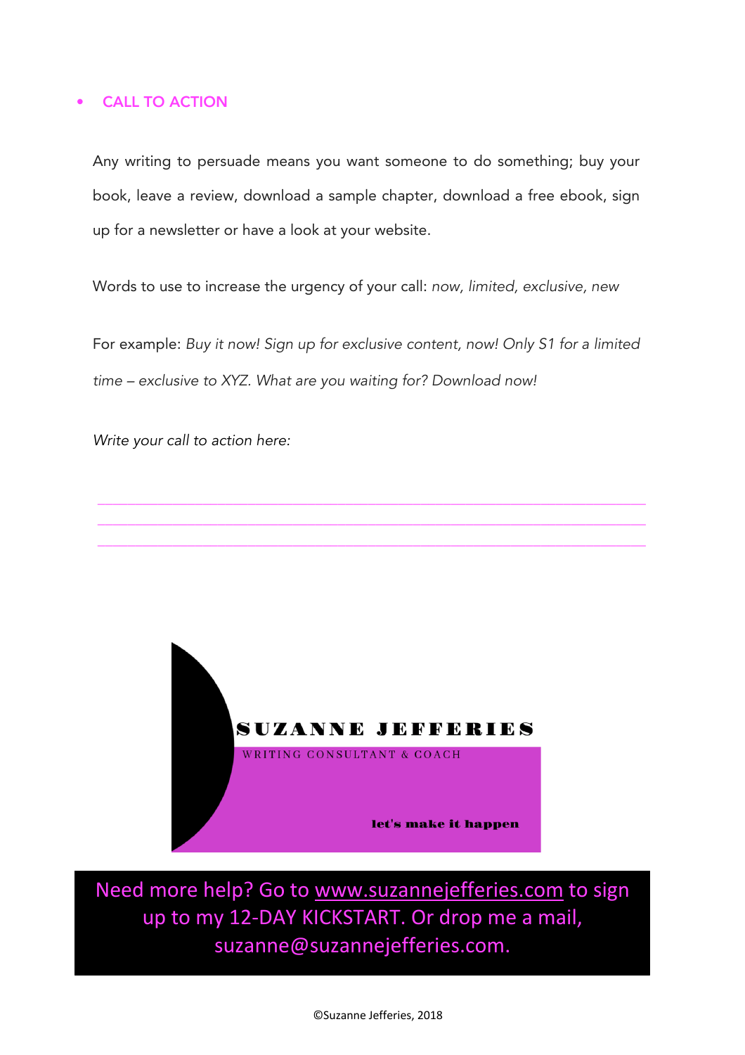- CALL TO ACTION

Any writing to persuade means you want someone to do something; buy your book, leave a review, download a sample chapter, download a free ebook, sign up for a newsletter or have a look at your website.

Words to use to increase the urgency of your call: *now, limited, exclusive, new*

For example: *Buy it now! Sign up for exclusive content, now! Only S1 for a limited time – exclusive to XYZ. What are you waiting for? Download now!*

*Write your call to action here:*

\_\_\_\_\_\_\_\_\_\_\_\_\_\_\_\_\_\_\_\_\_\_\_\_\_\_\_\_\_\_\_\_\_\_\_\_\_\_\_\_\_\_\_\_\_\_\_\_\_\_\_\_\_\_\_\_\_\_\_\_
\_\_\_\_\_\_\_\_\_\_\_\_\_\_\_\_\_\_\_\_\_\_\_\_\_\_\_\_\_\_\_\_\_\_\_\_\_\_\_\_\_\_\_\_\_\_\_\_\_\_\_\_\_\_\_\_\_\_\_\_
\_\_\_\_\_\_\_\_\_\_\_\_\_\_\_\_\_\_\_\_\_\_\_\_\_\_\_\_\_\_\_\_\_\_\_\_\_\_\_\_\_\_\_\_\_\_\_\_\_\_\_\_\_\_\_\_\_\_\_\_

**SUZANNE JEFFERIES**

WRITING CONSULTANT & COACH

**let's make it happen**

Need more help? Go to www.suzannejefferies.com to sign up to my 12-DAY KICKSTART. Or drop me a mail, suzanne@suzannejefferies.com.

©Suzanne Jefferies, 2018